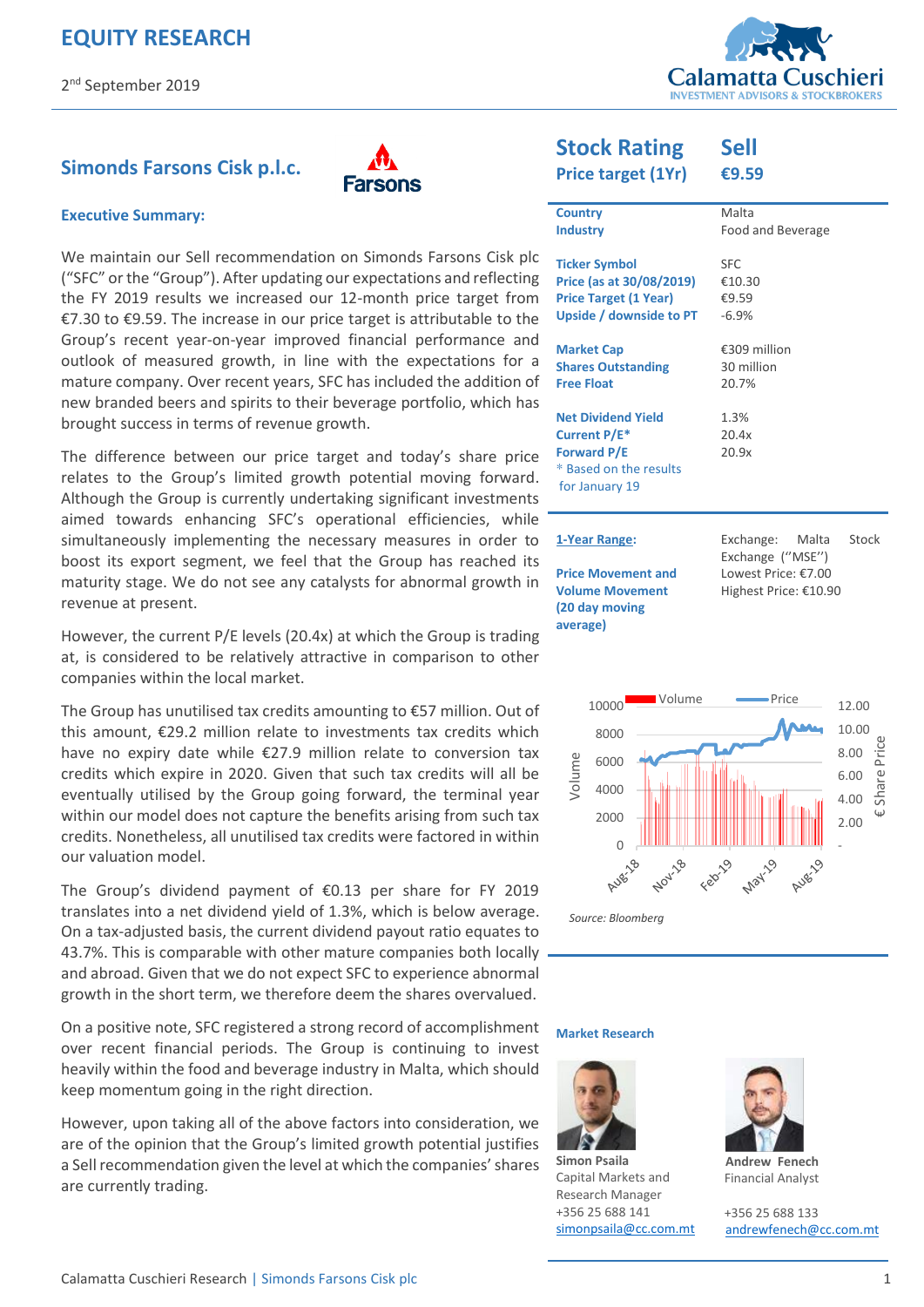# EQUITY RESEARCH

2nd September 2019

## Simonds Farsons Cisk p.l.c.

### Executive Summary:

We maintain our Sell recommendation on Simonds Farsons Cisk plc ("SFC" or the "Group"). After updating our expectations and reflecting the FY 2019 results we increased our 12-month price target from €7.30 to €9.59. The increase in our price target is attributable to the Group's recent year-on-year improved financial performance and outlook of measured growth, in line with the expectations for a mature company. Over recent years, SFC has included the addition of new branded beers and spirits to their beverage portfolio, which has brought success in terms of revenue growth.

The difference between our price target and today's share price relates to the Group's limited growth potential moving forward. Although the Group is currently undertaking significant investments aimed towards enhancing SFC's operational efficiencies, while simultaneously implementing the necessary measures in order to boost its export segment, we feel that the Group has reached its maturity stage. We do not see any catalysts for abnormal growth in revenue at present.

However, the current P/E levels (20.4x) at which the Group is trading at, is considered to be relatively attractive in comparison to other companies within the local market.

The Group has unutilised tax credits amounting to €57 million. Out of this amount, €29.2 million relate to investments tax credits which have no expiry date while €27.9 million relate to conversion tax credits which expire in 2020. Given that such tax credits will all be eventually utilised by the Group going forward, the terminal year within our model does not capture the benefits arising from such tax credits. Nonetheless, all unutilised tax credits were factored in within our valuation model.

The Group's dividend payment of €0.13 per share for FY 2019 translates into a net dividend yield of 1.3%, which is below average. On a tax-adjusted basis, the current dividend payout ratio equates to 43.7%. This is comparable with other mature companies both locally and abroad. Given that we do not expect SFC to experience abnormal growth in the short term, we therefore deem the shares overvalued.

On a positive note, SFC registered a strong record of accomplishment over recent financial periods. The Group is continuing to invest heavily within the food and beverage industry in Malta, which should keep momentum going in the right direction.

However, upon taking all of the above factors into consideration, we are of the opinion that the Group's limited growth potential justifies a Sell recommendation given the level at which the companies' shares are currently trading.

| | |
|---|---|
| **Stock Rating** | **Sell** |
| **Price target (1Yr)** | **€9.59** |
| Country | Malta |
| Industry | Food and Beverage |
| Ticker Symbol | SFC |
| Price (as at 30/08/2019) | €10.30 |
| Price Target (1 Year) | €9.59 |
| Upside / downside to PT | -6.9% |
| Market Cap | €309 million |
| Shares Outstanding | 30 million |
| Free Float | 20.7% |
| Net Dividend Yield | 1.3% |
| Current P/E* | 20.4x |
| Forward P/E | 20.9x |

\* Based on the results for January 19

| | |
|---|---|
| 1-Year Range: | Exchange: Malta Stock Exchange ("MSE") |
| | Lowest Price: €7.00 |
| | Highest Price: €10.90 |

**Price Movement and Volume Movement (20 day moving average)**

Source: Bloomberg

### Market Research

**Simon Psaila**
Capital Markets and Research Manager
+356 25 688 141
simonpsaila@cc.com.mt

**Andrew Fenech**
Financial Analyst
+356 25 688 133
andrewfenech@cc.com.mt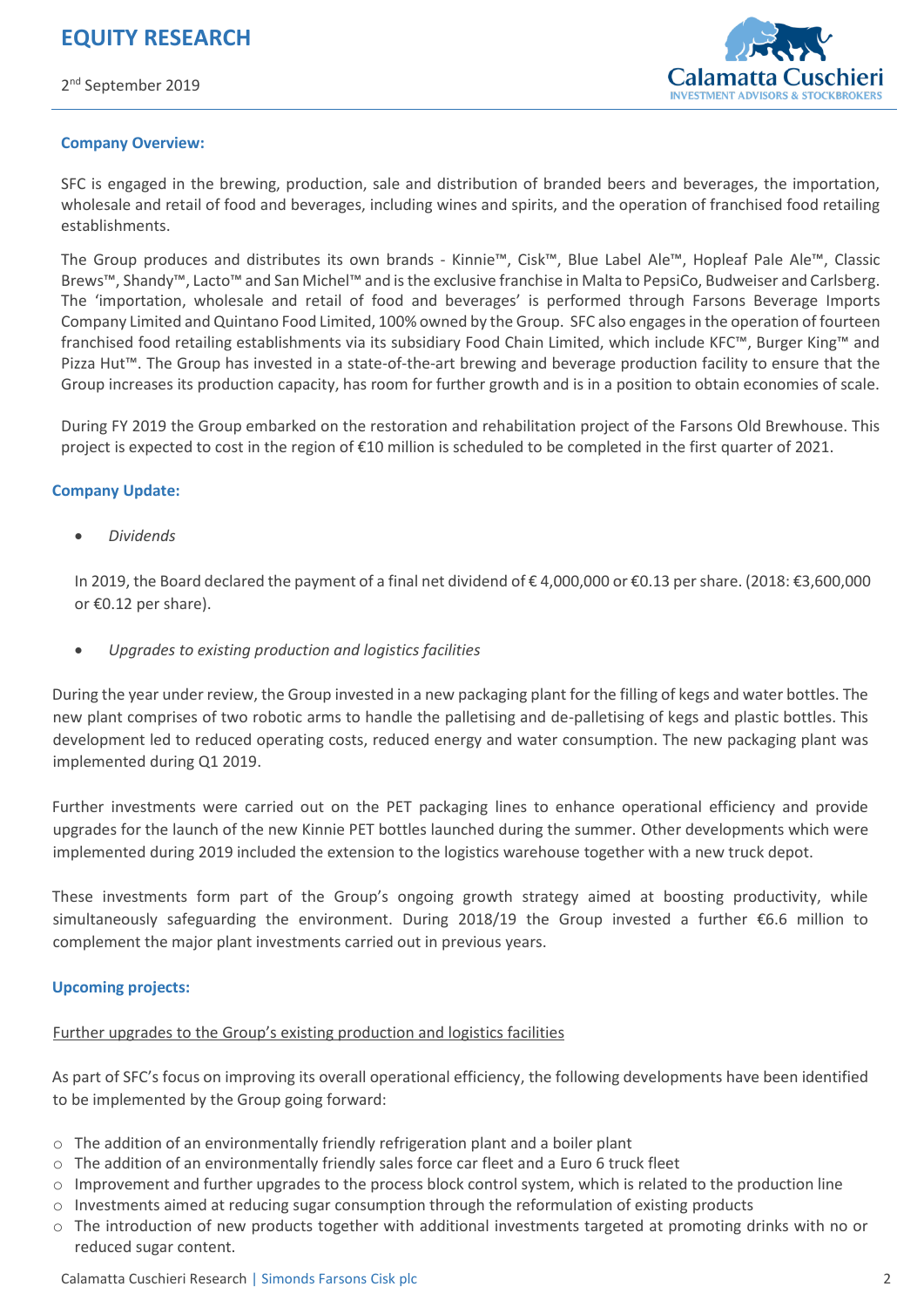### Company Overview:

SFC is engaged in the brewing, production, sale and distribution of branded beers and beverages, the importation, wholesale and retail of food and beverages, including wines and spirits, and the operation of franchised food retailing establishments.

The Group produces and distributes its own brands - Kinnie™, Cisk™, Blue Label Ale™, Hopleaf Pale Ale™, Classic Brews™, Shandy™, Lacto™ and San Michel™ and is the exclusive franchise in Malta to PepsiCo, Budweiser and Carlsberg. The 'importation, wholesale and retail of food and beverages' is performed through Farsons Beverage Imports Company Limited and Quintano Food Limited, 100% owned by the Group. SFC also engages in the operation of fourteen franchised food retailing establishments via its subsidiary Food Chain Limited, which include KFC™, Burger King™ and Pizza Hut™. The Group has invested in a state-of-the-art brewing and beverage production facility to ensure that the Group increases its production capacity, has room for further growth and is in a position to obtain economies of scale.

During FY 2019 the Group embarked on the restoration and rehabilitation project of the Farsons Old Brewhouse. This project is expected to cost in the region of €10 million is scheduled to be completed in the first quarter of 2021.

### Company Update:

- *Dividends*

In 2019, the Board declared the payment of a final net dividend of € 4,000,000 or €0.13 per share. (2018: €3,600,000 or €0.12 per share).

- *Upgrades to existing production and logistics facilities*

During the year under review, the Group invested in a new packaging plant for the filling of kegs and water bottles. The new plant comprises of two robotic arms to handle the palletising and de-palletising of kegs and plastic bottles. This development led to reduced operating costs, reduced energy and water consumption. The new packaging plant was implemented during Q1 2019.

Further investments were carried out on the PET packaging lines to enhance operational efficiency and provide upgrades for the launch of the new Kinnie PET bottles launched during the summer. Other developments which were implemented during 2019 included the extension to the logistics warehouse together with a new truck depot.

These investments form part of the Group's ongoing growth strategy aimed at boosting productivity, while simultaneously safeguarding the environment. During 2018/19 the Group invested a further €6.6 million to complement the major plant investments carried out in previous years.

### Upcoming projects:

Further upgrades to the Group's existing production and logistics facilities

As part of SFC's focus on improving its overall operational efficiency, the following developments have been identified to be implemented by the Group going forward:

- The addition of an environmentally friendly refrigeration plant and a boiler plant
- The addition of an environmentally friendly sales force car fleet and a Euro 6 truck fleet
- Improvement and further upgrades to the process block control system, which is related to the production line
- Investments aimed at reducing sugar consumption through the reformulation of existing products
- The introduction of new products together with additional investments targeted at promoting drinks with no or reduced sugar content.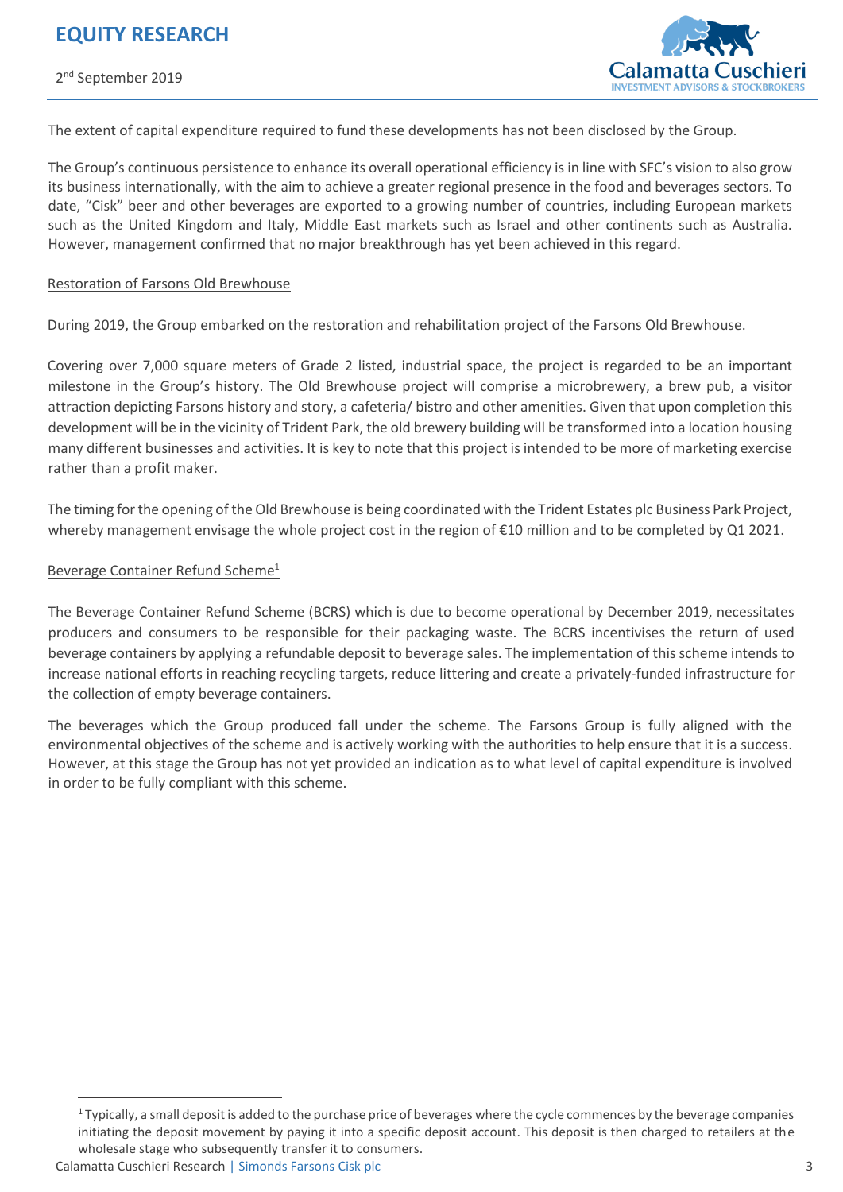The extent of capital expenditure required to fund these developments has not been disclosed by the Group.

The Group's continuous persistence to enhance its overall operational efficiency is in line with SFC's vision to also grow its business internationally, with the aim to achieve a greater regional presence in the food and beverages sectors. To date, "Cisk" beer and other beverages are exported to a growing number of countries, including European markets such as the United Kingdom and Italy, Middle East markets such as Israel and other continents such as Australia. However, management confirmed that no major breakthrough has yet been achieved in this regard.

Restoration of Farsons Old Brewhouse

During 2019, the Group embarked on the restoration and rehabilitation project of the Farsons Old Brewhouse.

Covering over 7,000 square meters of Grade 2 listed, industrial space, the project is regarded to be an important milestone in the Group's history. The Old Brewhouse project will comprise a microbrewery, a brew pub, a visitor attraction depicting Farsons history and story, a cafeteria/ bistro and other amenities. Given that upon completion this development will be in the vicinity of Trident Park, the old brewery building will be transformed into a location housing many different businesses and activities. It is key to note that this project is intended to be more of marketing exercise rather than a profit maker.

The timing for the opening of the Old Brewhouse is being coordinated with the Trident Estates plc Business Park Project, whereby management envisage the whole project cost in the region of €10 million and to be completed by Q1 2021.

Beverage Container Refund Scheme[1]

The Beverage Container Refund Scheme (BCRS) which is due to become operational by December 2019, necessitates producers and consumers to be responsible for their packaging waste. The BCRS incentivises the return of used beverage containers by applying a refundable deposit to beverage sales. The implementation of this scheme intends to increase national efforts in reaching recycling targets, reduce littering and create a privately-funded infrastructure for the collection of empty beverage containers.

The beverages which the Group produced fall under the scheme. The Farsons Group is fully aligned with the environmental objectives of the scheme and is actively working with the authorities to help ensure that it is a success. However, at this stage the Group has not yet provided an indication as to what level of capital expenditure is involved in order to be fully compliant with this scheme.

[1] Typically, a small deposit is added to the purchase price of beverages where the cycle commences by the beverage companies initiating the deposit movement by paying it into a specific deposit account. This deposit is then charged to retailers at the wholesale stage who subsequently transfer it to consumers.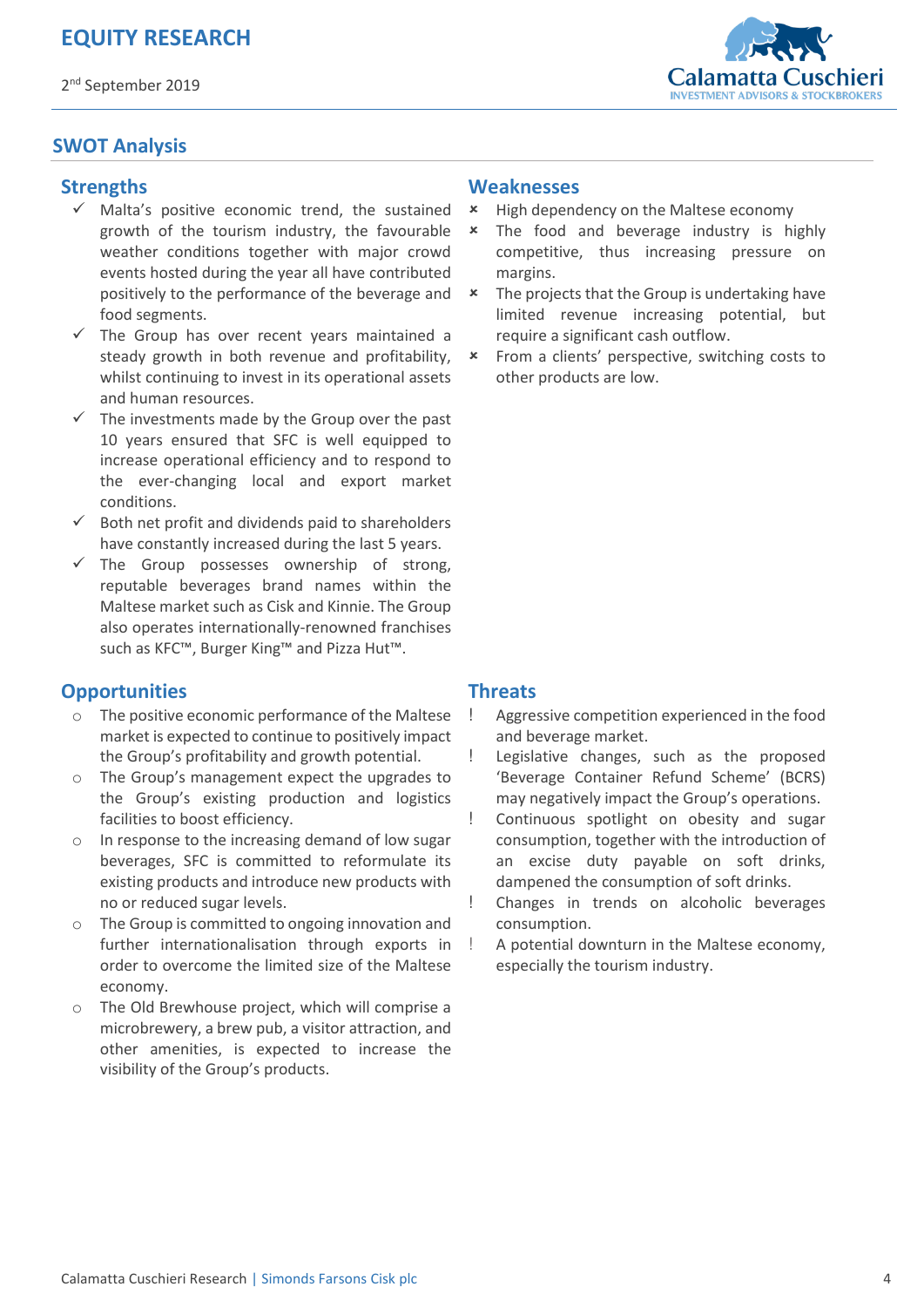## SWOT Analysis

### Strengths

- ✓ Malta's positive economic trend, the sustained growth of the tourism industry, the favourable weather conditions together with major crowd events hosted during the year all have contributed positively to the performance of the beverage and food segments.
- ✓ The Group has over recent years maintained a steady growth in both revenue and profitability, whilst continuing to invest in its operational assets and human resources.
- ✓ The investments made by the Group over the past 10 years ensured that SFC is well equipped to increase operational efficiency and to respond to the ever-changing local and export market conditions.
- ✓ Both net profit and dividends paid to shareholders have constantly increased during the last 5 years.
- ✓ The Group possesses ownership of strong, reputable beverages brand names within the Maltese market such as Cisk and Kinnie. The Group also operates internationally-renowned franchises such as KFC™, Burger King™ and Pizza Hut™.

### Weaknesses

- × High dependency on the Maltese economy
- × The food and beverage industry is highly competitive, thus increasing pressure on margins.
- × The projects that the Group is undertaking have limited revenue increasing potential, but require a significant cash outflow.
- × From a clients' perspective, switching costs to other products are low.

### Opportunities

- The positive economic performance of the Maltese market is expected to continue to positively impact the Group's profitability and growth potential.
- The Group's management expect the upgrades to the Group's existing production and logistics facilities to boost efficiency.
- In response to the increasing demand of low sugar beverages, SFC is committed to reformulate its existing products and introduce new products with no or reduced sugar levels.
- The Group is committed to ongoing innovation and further internationalisation through exports in order to overcome the limited size of the Maltese economy.
- The Old Brewhouse project, which will comprise a microbrewery, a brew pub, a visitor attraction, and other amenities, is expected to increase the visibility of the Group's products.

### Threats

- ! Aggressive competition experienced in the food and beverage market.
- ! Legislative changes, such as the proposed 'Beverage Container Refund Scheme' (BCRS) may negatively impact the Group's operations.
- ! Continuous spotlight on obesity and sugar consumption, together with the introduction of an excise duty payable on soft drinks, dampened the consumption of soft drinks.
- ! Changes in trends on alcoholic beverages consumption.
- ! A potential downturn in the Maltese economy, especially the tourism industry.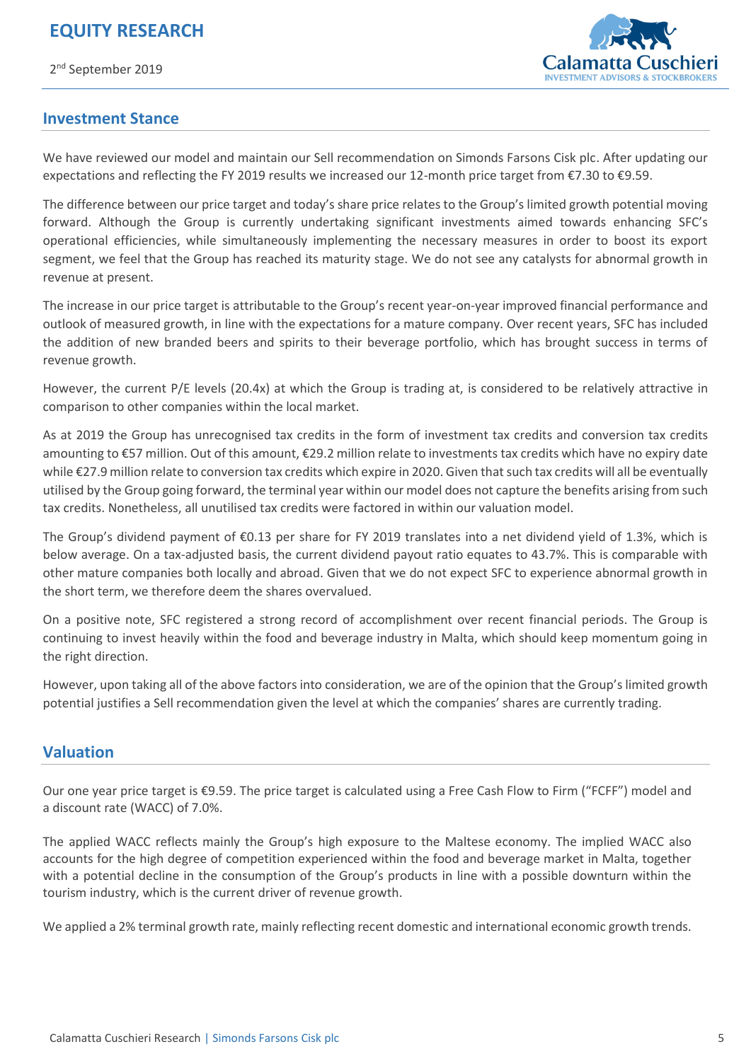## Investment Stance

We have reviewed our model and maintain our Sell recommendation on Simonds Farsons Cisk plc. After updating our expectations and reflecting the FY 2019 results we increased our 12-month price target from €7.30 to €9.59.

The difference between our price target and today's share price relates to the Group's limited growth potential moving forward. Although the Group is currently undertaking significant investments aimed towards enhancing SFC's operational efficiencies, while simultaneously implementing the necessary measures in order to boost its export segment, we feel that the Group has reached its maturity stage. We do not see any catalysts for abnormal growth in revenue at present.

The increase in our price target is attributable to the Group's recent year-on-year improved financial performance and outlook of measured growth, in line with the expectations for a mature company. Over recent years, SFC has included the addition of new branded beers and spirits to their beverage portfolio, which has brought success in terms of revenue growth.

However, the current P/E levels (20.4x) at which the Group is trading at, is considered to be relatively attractive in comparison to other companies within the local market.

As at 2019 the Group has unrecognised tax credits in the form of investment tax credits and conversion tax credits amounting to €57 million. Out of this amount, €29.2 million relate to investments tax credits which have no expiry date while €27.9 million relate to conversion tax credits which expire in 2020. Given that such tax credits will all be eventually utilised by the Group going forward, the terminal year within our model does not capture the benefits arising from such tax credits. Nonetheless, all unutilised tax credits were factored in within our valuation model.

The Group's dividend payment of €0.13 per share for FY 2019 translates into a net dividend yield of 1.3%, which is below average. On a tax-adjusted basis, the current dividend payout ratio equates to 43.7%. This is comparable with other mature companies both locally and abroad. Given that we do not expect SFC to experience abnormal growth in the short term, we therefore deem the shares overvalued.

On a positive note, SFC registered a strong record of accomplishment over recent financial periods. The Group is continuing to invest heavily within the food and beverage industry in Malta, which should keep momentum going in the right direction.

However, upon taking all of the above factors into consideration, we are of the opinion that the Group's limited growth potential justifies a Sell recommendation given the level at which the companies' shares are currently trading.

## Valuation

Our one year price target is €9.59. The price target is calculated using a Free Cash Flow to Firm ("FCFF") model and a discount rate (WACC) of 7.0%.

The applied WACC reflects mainly the Group's high exposure to the Maltese economy. The implied WACC also accounts for the high degree of competition experienced within the food and beverage market in Malta, together with a potential decline in the consumption of the Group's products in line with a possible downturn within the tourism industry, which is the current driver of revenue growth.

We applied a 2% terminal growth rate, mainly reflecting recent domestic and international economic growth trends.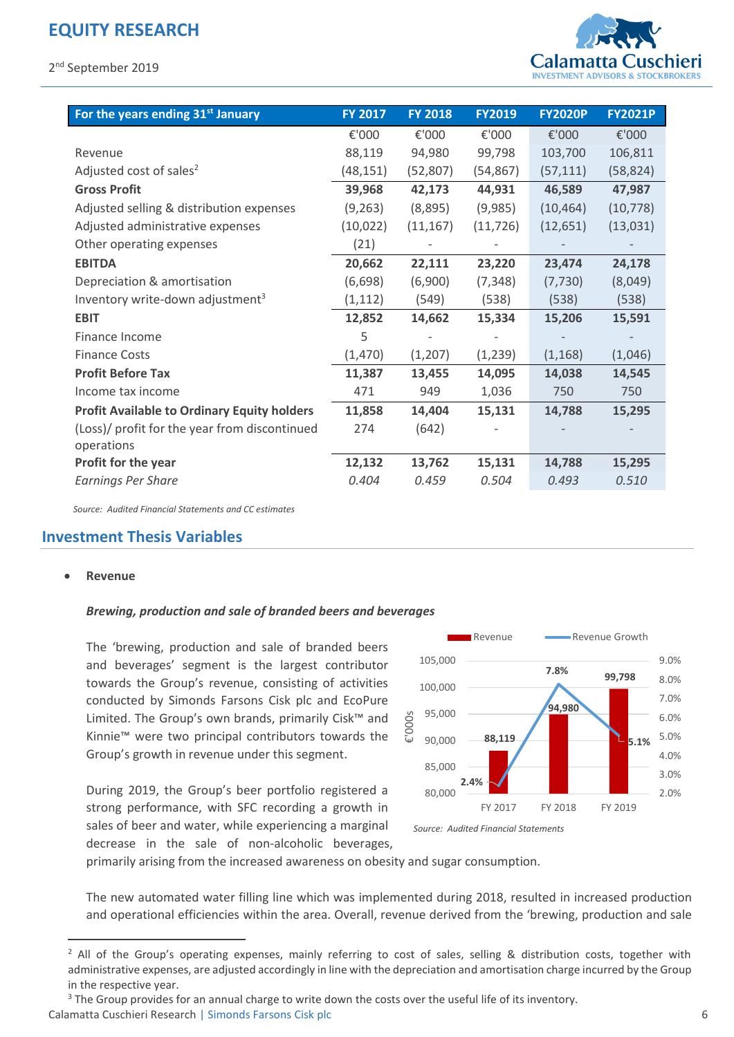| For the years ending 31st January | FY 2017 | FY 2018 | FY2019 | FY2020P | FY2021P |
|---|---|---|---|---|---|
| | €'000 | €'000 | €'000 | €'000 | €'000 |
| Revenue | 88,119 | 94,980 | 99,798 | 103,700 | 106,811 |
| Adjusted cost of sales[2] | (48,151) | (52,807) | (54,867) | (57,111) | (58,824) |
| **Gross Profit** | **39,968** | **42,173** | **44,931** | **46,589** | **47,987** |
| Adjusted selling & distribution expenses | (9,263) | (8,895) | (9,985) | (10,464) | (10,778) |
| Adjusted administrative expenses | (10,022) | (11,167) | (11,726) | (12,651) | (13,031) |
| Other operating expenses | (21) | - | - | - | - |
| **EBITDA** | **20,662** | **22,111** | **23,220** | **23,474** | **24,178** |
| Depreciation & amortisation | (6,698) | (6,900) | (7,348) | (7,730) | (8,049) |
| Inventory write-down adjustment[3] | (1,112) | (549) | (538) | (538) | (538) |
| **EBIT** | **12,852** | **14,662** | **15,334** | **15,206** | **15,591** |
| Finance Income | 5 | - | - | - | - |
| Finance Costs | (1,470) | (1,207) | (1,239) | (1,168) | (1,046) |
| **Profit Before Tax** | **11,387** | **13,455** | **14,095** | **14,038** | **14,545** |
| Income tax income | 471 | 949 | 1,036 | 750 | 750 |
| **Profit Available to Ordinary Equity holders** | **11,858** | **14,404** | **15,131** | **14,788** | **15,295** |
| (Loss)/ profit for the year from discontinued operations | 274 | (642) | - | - | - |
| **Profit for the year** | **12,132** | **13,762** | **15,131** | **14,788** | **15,295** |
| *Earnings Per Share* | *0.404* | *0.459* | *0.504* | *0.493* | *0.510* |

*Source: Audited Financial Statements and CC estimates*

## Investment Thesis Variables

- **Revenue**

***Brewing, production and sale of branded beers and beverages***

The 'brewing, production and sale of branded beers and beverages' segment is the largest contributor towards the Group's revenue, consisting of activities conducted by Simonds Farsons Cisk plc and EcoPure Limited. The Group's own brands, primarily Cisk™ and Kinnie™ were two principal contributors towards the Group's growth in revenue under this segment.

During 2019, the Group's beer portfolio registered a strong performance, with SFC recording a growth in sales of beer and water, while experiencing a marginal decrease in the sale of non-alcoholic beverages, primarily arising from the increased awareness on obesity and sugar consumption.

| | FY 2017 | FY 2018 | FY 2019 |
|---|---|---|---|
| Revenue (€'000s) | 88,119 | 94,980 | 99,798 |
| Revenue Growth | 2.4% | 7.8% | 5.1% |

*Source: Audited Financial Statements*

The new automated water filling line which was implemented during 2018, resulted in increased production and operational efficiencies within the area. Overall, revenue derived from the 'brewing, production and sale

---

[2] All of the Group's operating expenses, mainly referring to cost of sales, selling & distribution costs, together with administrative expenses, are adjusted accordingly in line with the depreciation and amortisation charge incurred by the Group in the respective year.

[3] The Group provides for an annual charge to write down the costs over the useful life of its inventory.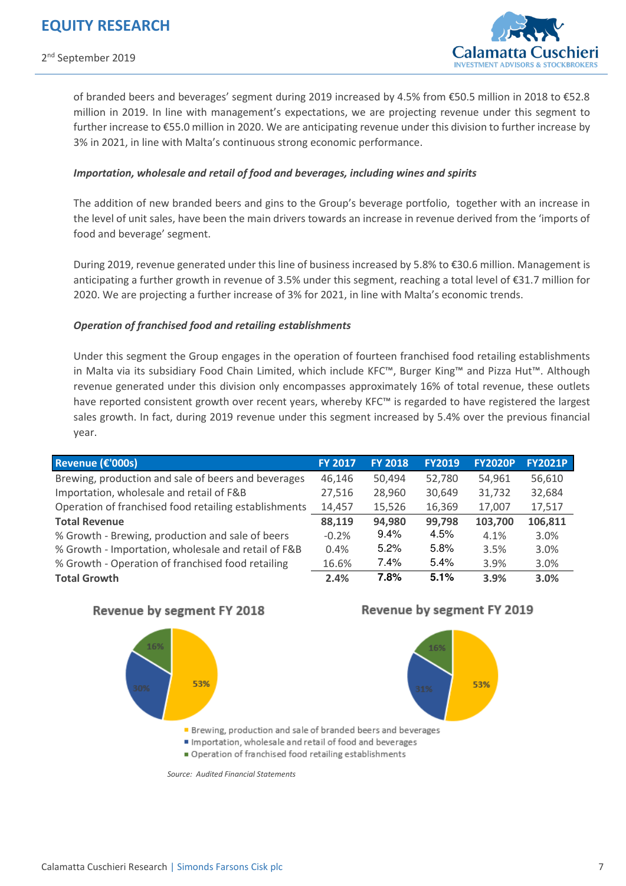of branded beers and beverages' segment during 2019 increased by 4.5% from €50.5 million in 2018 to €52.8 million in 2019. In line with management's expectations, we are projecting revenue under this segment to further increase to €55.0 million in 2020. We are anticipating revenue under this division to further increase by 3% in 2021, in line with Malta's continuous strong economic performance.

***Importation, wholesale and retail of food and beverages, including wines and spirits***

The addition of new branded beers and gins to the Group's beverage portfolio, together with an increase in the level of unit sales, have been the main drivers towards an increase in revenue derived from the 'imports of food and beverage' segment.

During 2019, revenue generated under this line of business increased by 5.8% to €30.6 million. Management is anticipating a further growth in revenue of 3.5% under this segment, reaching a total level of €31.7 million for 2020. We are projecting a further increase of 3% for 2021, in line with Malta's economic trends.

***Operation of franchised food and retailing establishments***

Under this segment the Group engages in the operation of fourteen franchised food retailing establishments in Malta via its subsidiary Food Chain Limited, which include KFC™, Burger King™ and Pizza Hut™. Although revenue generated under this division only encompasses approximately 16% of total revenue, these outlets have reported consistent growth over recent years, whereby KFC™ is regarded to have registered the largest sales growth. In fact, during 2019 revenue under this segment increased by 5.4% over the previous financial year.

| Revenue (€'000s) | FY 2017 | FY 2018 | FY2019 | FY2020P | FY2021P |
|---|---|---|---|---|---|
| Brewing, production and sale of beers and beverages | 46,146 | 50,494 | 52,780 | 54,961 | 56,610 |
| Importation, wholesale and retail of F&B | 27,516 | 28,960 | 30,649 | 31,732 | 32,684 |
| Operation of franchised food retailing establishments | 14,457 | 15,526 | 16,369 | 17,007 | 17,517 |
| **Total Revenue** | **88,119** | **94,980** | **99,798** | **103,700** | **106,811** |
| % Growth - Brewing, production and sale of beers | -0.2% | 9.4% | 4.5% | 4.1% | 3.0% |
| % Growth - Importation, wholesale and retail of F&B | 0.4% | 5.2% | 5.8% | 3.5% | 3.0% |
| % Growth - Operation of franchised food retailing | 16.6% | 7.4% | 5.4% | 3.9% | 3.0% |
| **Total Growth** | **2.4%** | **7.8%** | **5.1%** | **3.9%** | **3.0%** |

**Revenue by segment FY 2018**

**Revenue by segment FY 2019**

| Segment | FY 2018 | FY 2019 |
|---|---|---|
| Brewing, production and sale of branded beers and beverages | 53% | 53% |
| Importation, wholesale and retail of food and beverages | 30% | 31% |
| Operation of franchised food retailing establishments | 16% | 16% |

*Source: Audited Financial Statements*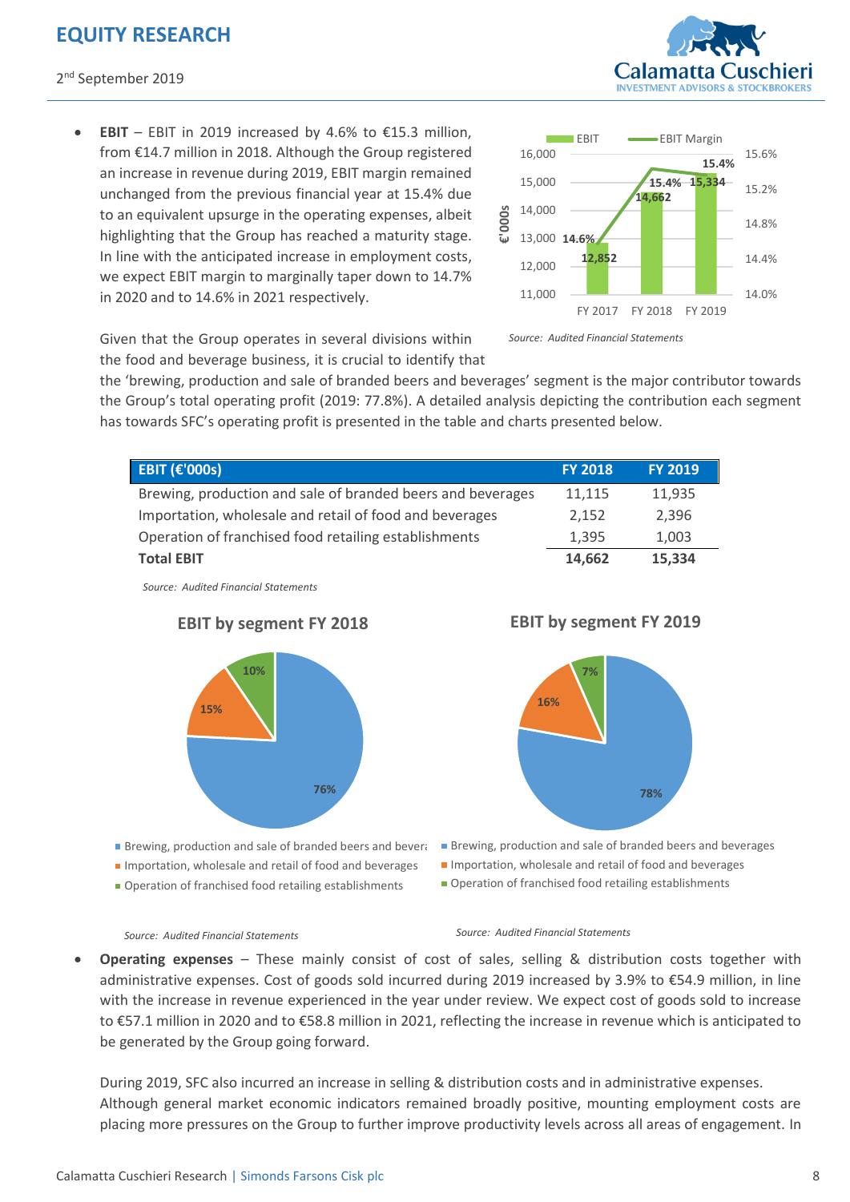- **EBIT** – EBIT in 2019 increased by 4.6% to €15.3 million, from €14.7 million in 2018. Although the Group registered an increase in revenue during 2019, EBIT margin remained unchanged from the previous financial year at 15.4% due to an equivalent upsurge in the operating expenses, albeit highlighting that the Group has reached a maturity stage. In line with the anticipated increase in employment costs, we expect EBIT margin to marginally taper down to 14.7% in 2020 and to 14.6% in 2021 respectively.

*Source: Audited Financial Statements*

Given that the Group operates in several divisions within the food and beverage business, it is crucial to identify that the 'brewing, production and sale of branded beers and beverages' segment is the major contributor towards the Group's total operating profit (2019: 77.8%). A detailed analysis depicting the contribution each segment has towards SFC's operating profit is presented in the table and charts presented below.

| EBIT (€'000s) | FY 2018 | FY 2019 |
|---|---|---|
| Brewing, production and sale of branded beers and beverages | 11,115 | 11,935 |
| Importation, wholesale and retail of food and beverages | 2,152 | 2,396 |
| Operation of franchised food retailing establishments | 1,395 | 1,003 |
| **Total EBIT** | **14,662** | **15,334** |

*Source: Audited Financial Statements*

*Source: Audited Financial Statements*

*Source: Audited Financial Statements*

- **Operating expenses** – These mainly consist of cost of sales, selling & distribution costs together with administrative expenses. Cost of goods sold incurred during 2019 increased by 3.9% to €54.9 million, in line with the increase in revenue experienced in the year under review. We expect cost of goods sold to increase to €57.1 million in 2020 and to €58.8 million in 2021, reflecting the increase in revenue which is anticipated to be generated by the Group going forward.

  During 2019, SFC also incurred an increase in selling & distribution costs and in administrative expenses. Although general market economic indicators remained broadly positive, mounting employment costs are placing more pressures on the Group to further improve productivity levels across all areas of engagement. In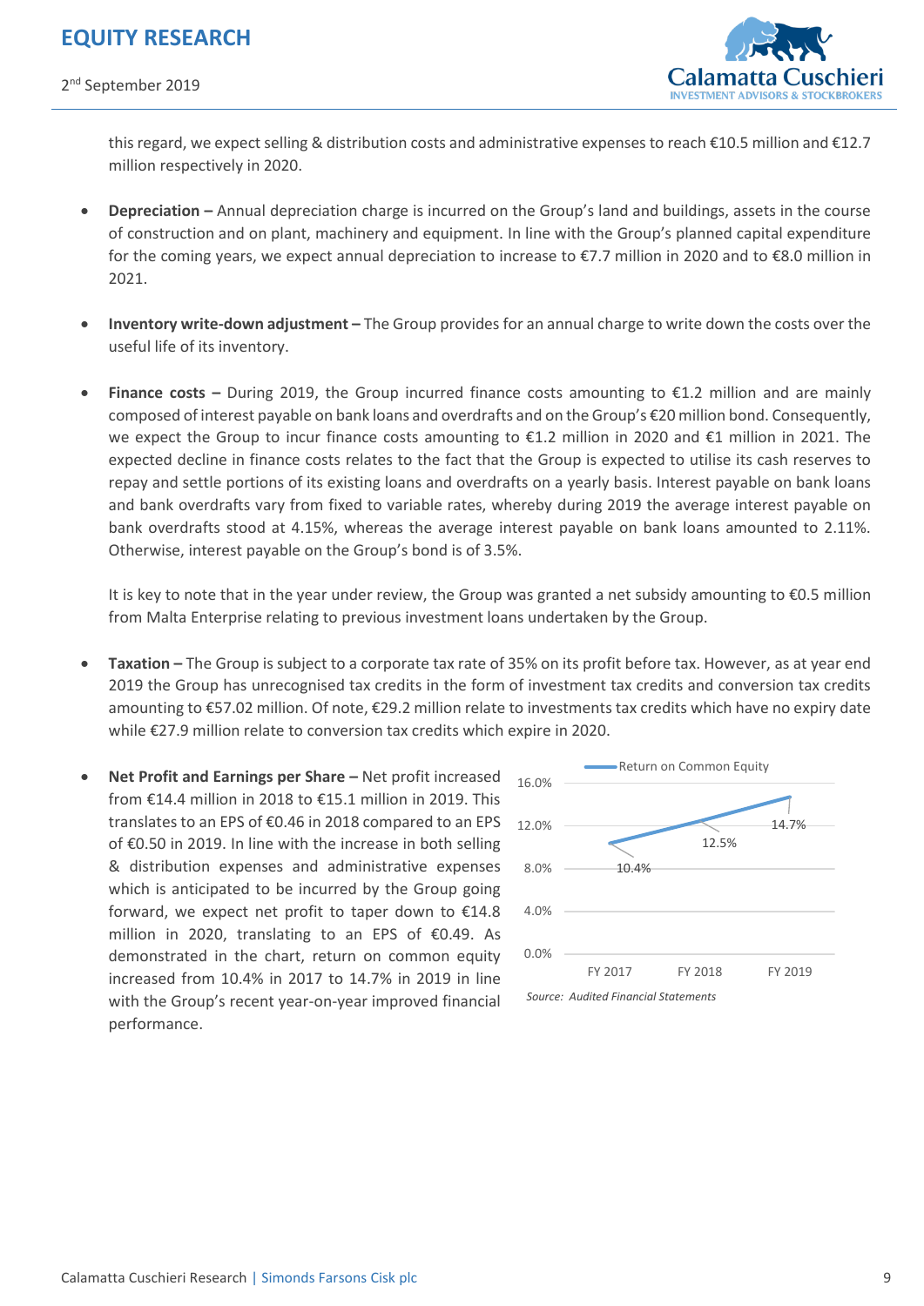this regard, we expect selling & distribution costs and administrative expenses to reach €10.5 million and €12.7 million respectively in 2020.

- **Depreciation –** Annual depreciation charge is incurred on the Group's land and buildings, assets in the course of construction and on plant, machinery and equipment. In line with the Group's planned capital expenditure for the coming years, we expect annual depreciation to increase to €7.7 million in 2020 and to €8.0 million in 2021.

- **Inventory write-down adjustment –** The Group provides for an annual charge to write down the costs over the useful life of its inventory.

- **Finance costs –** During 2019, the Group incurred finance costs amounting to €1.2 million and are mainly composed of interest payable on bank loans and overdrafts and on the Group's €20 million bond. Consequently, we expect the Group to incur finance costs amounting to €1.2 million in 2020 and €1 million in 2021. The expected decline in finance costs relates to the fact that the Group is expected to utilise its cash reserves to repay and settle portions of its existing loans and overdrafts on a yearly basis. Interest payable on bank loans and bank overdrafts vary from fixed to variable rates, whereby during 2019 the average interest payable on bank overdrafts stood at 4.15%, whereas the average interest payable on bank loans amounted to 2.11%. Otherwise, interest payable on the Group's bond is of 3.5%.

  It is key to note that in the year under review, the Group was granted a net subsidy amounting to €0.5 million from Malta Enterprise relating to previous investment loans undertaken by the Group.

- **Taxation –** The Group is subject to a corporate tax rate of 35% on its profit before tax. However, as at year end 2019 the Group has unrecognised tax credits in the form of investment tax credits and conversion tax credits amounting to €57.02 million. Of note, €29.2 million relate to investments tax credits which have no expiry date while €27.9 million relate to conversion tax credits which expire in 2020.

- **Net Profit and Earnings per Share –** Net profit increased from €14.4 million in 2018 to €15.1 million in 2019. This translates to an EPS of €0.46 in 2018 compared to an EPS of €0.50 in 2019. In line with the increase in both selling & distribution expenses and administrative expenses which is anticipated to be incurred by the Group going forward, we expect net profit to taper down to €14.8 million in 2020, translating to an EPS of €0.49. As demonstrated in the chart, return on common equity increased from 10.4% in 2017 to 14.7% in 2019 in line with the Group's recent year-on-year improved financial performance.

Return on Common Equity

| | FY 2017 | FY 2018 | FY 2019 |
|---|---|---|---|
| Return on Common Equity | 10.4% | 12.5% | 14.7% |

*Source: Audited Financial Statements*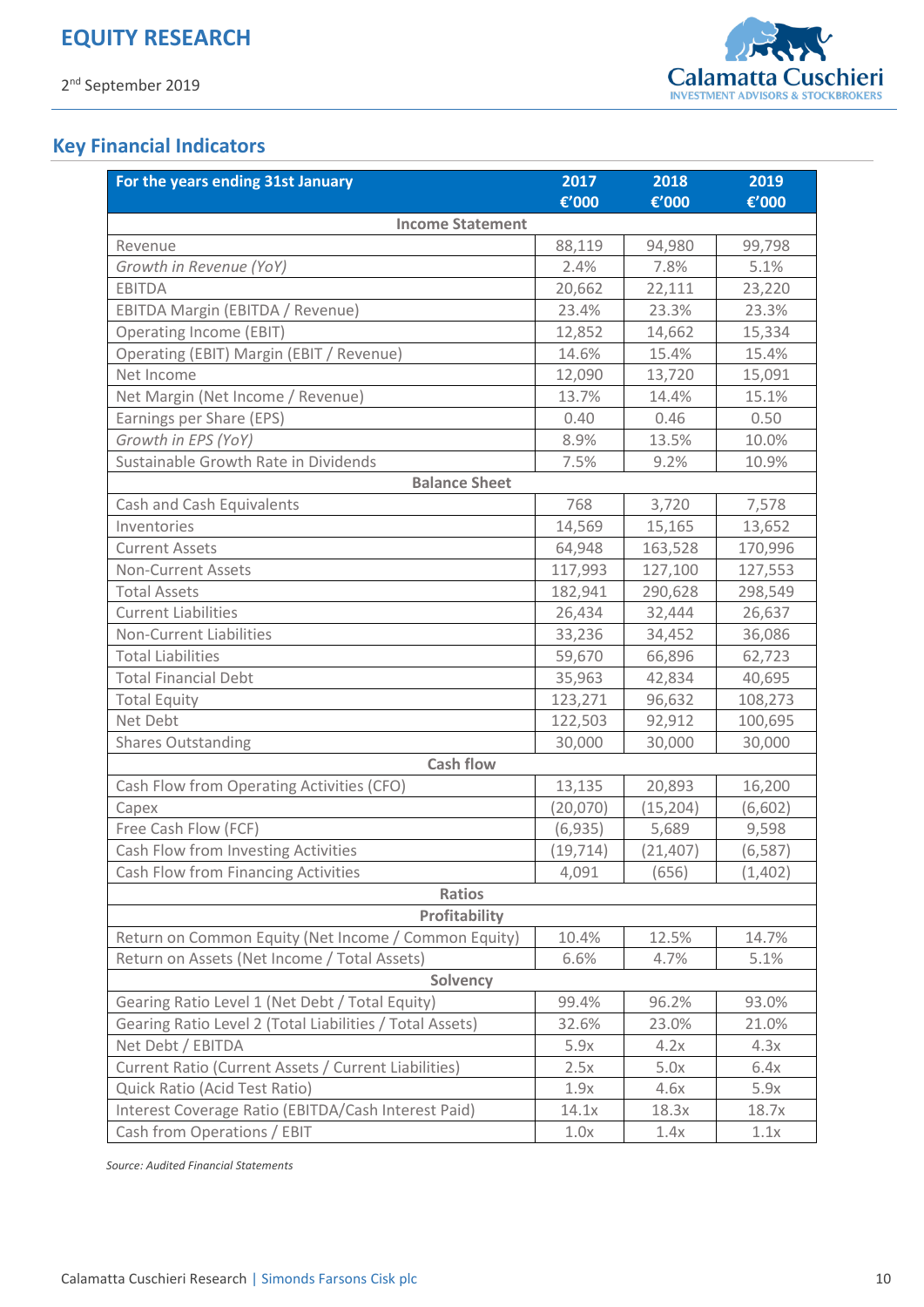## Key Financial Indicators

| For the years ending 31st January | 2017 €'000 | 2018 €'000 | 2019 €'000 |
|---|---|---|---|
| **Income Statement** | | | |
| Revenue | 88,119 | 94,980 | 99,798 |
| *Growth in Revenue (YoY)* | 2.4% | 7.8% | 5.1% |
| EBITDA | 20,662 | 22,111 | 23,220 |
| EBITDA Margin (EBITDA / Revenue) | 23.4% | 23.3% | 23.3% |
| Operating Income (EBIT) | 12,852 | 14,662 | 15,334 |
| Operating (EBIT) Margin (EBIT / Revenue) | 14.6% | 15.4% | 15.4% |
| Net Income | 12,090 | 13,720 | 15,091 |
| Net Margin (Net Income / Revenue) | 13.7% | 14.4% | 15.1% |
| Earnings per Share (EPS) | 0.40 | 0.46 | 0.50 |
| *Growth in EPS (YoY)* | 8.9% | 13.5% | 10.0% |
| Sustainable Growth Rate in Dividends | 7.5% | 9.2% | 10.9% |
| **Balance Sheet** | | | |
| Cash and Cash Equivalents | 768 | 3,720 | 7,578 |
| Inventories | 14,569 | 15,165 | 13,652 |
| Current Assets | 64,948 | 163,528 | 170,996 |
| Non-Current Assets | 117,993 | 127,100 | 127,553 |
| Total Assets | 182,941 | 290,628 | 298,549 |
| Current Liabilities | 26,434 | 32,444 | 26,637 |
| Non-Current Liabilities | 33,236 | 34,452 | 36,086 |
| Total Liabilities | 59,670 | 66,896 | 62,723 |
| Total Financial Debt | 35,963 | 42,834 | 40,695 |
| Total Equity | 123,271 | 96,632 | 108,273 |
| Net Debt | 122,503 | 92,912 | 100,695 |
| Shares Outstanding | 30,000 | 30,000 | 30,000 |
| **Cash flow** | | | |
| Cash Flow from Operating Activities (CFO) | 13,135 | 20,893 | 16,200 |
| Capex | (20,070) | (15,204) | (6,602) |
| Free Cash Flow (FCF) | (6,935) | 5,689 | 9,598 |
| Cash Flow from Investing Activities | (19,714) | (21,407) | (6,587) |
| Cash Flow from Financing Activities | 4,091 | (656) | (1,402) |
| **Ratios** | | | |
| **Profitability** | | | |
| Return on Common Equity (Net Income / Common Equity) | 10.4% | 12.5% | 14.7% |
| Return on Assets (Net Income / Total Assets) | 6.6% | 4.7% | 5.1% |
| **Solvency** | | | |
| Gearing Ratio Level 1 (Net Debt / Total Equity) | 99.4% | 96.2% | 93.0% |
| Gearing Ratio Level 2 (Total Liabilities / Total Assets) | 32.6% | 23.0% | 21.0% |
| Net Debt / EBITDA | 5.9x | 4.2x | 4.3x |
| Current Ratio (Current Assets / Current Liabilities) | 2.5x | 5.0x | 6.4x |
| Quick Ratio (Acid Test Ratio) | 1.9x | 4.6x | 5.9x |
| Interest Coverage Ratio (EBITDA/Cash Interest Paid) | 14.1x | 18.3x | 18.7x |
| Cash from Operations / EBIT | 1.0x | 1.4x | 1.1x |

*Source: Audited Financial Statements*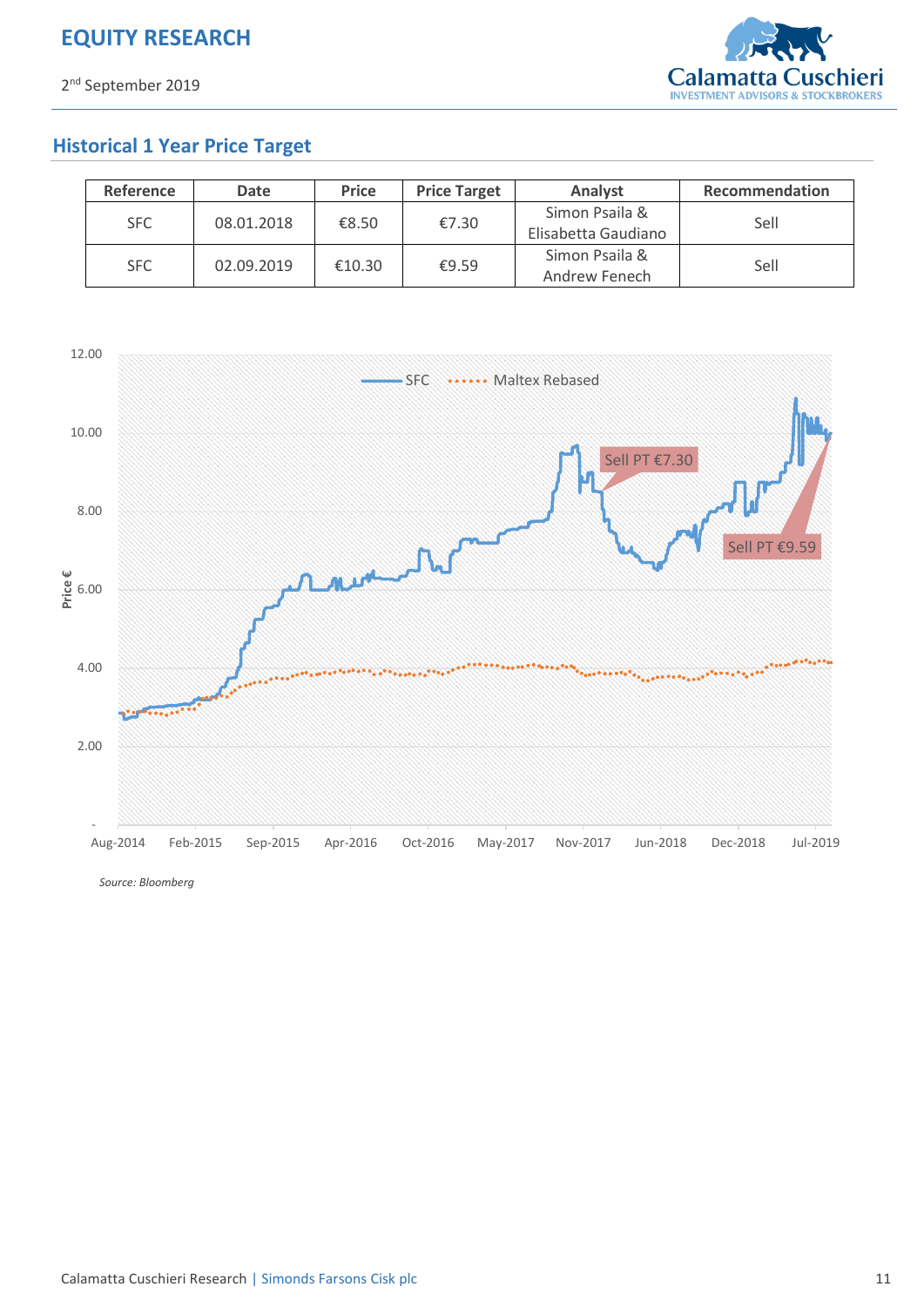## Historical 1 Year Price Target

| Reference | Date | Price | Price Target | Analyst | Recommendation |
|---|---|---|---|---|---|
| SFC | 08.01.2018 | €8.50 | €7.30 | Simon Psaila & Elisabetta Gaudiano | Sell |
| SFC | 02.09.2019 | €10.30 | €9.59 | Simon Psaila & Andrew Fenech | Sell |

*Source: Bloomberg*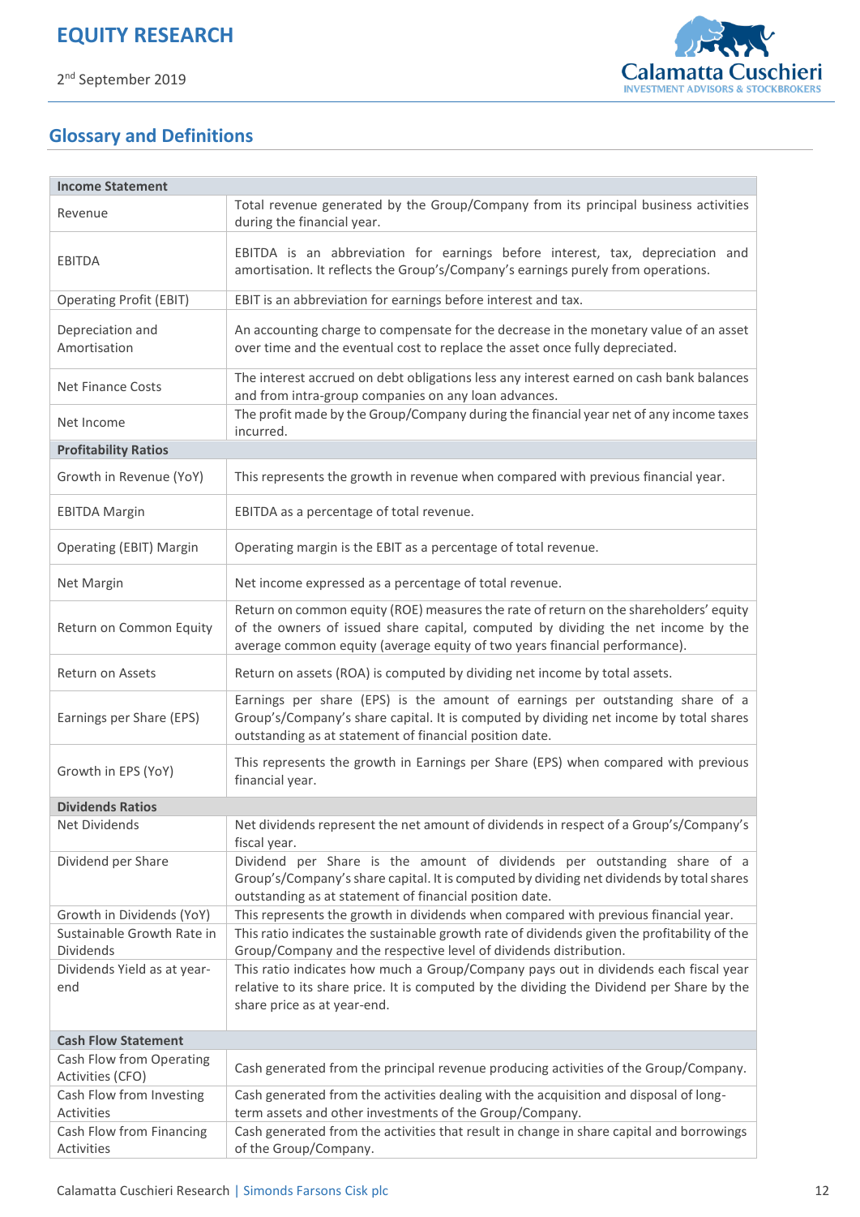## Glossary and Definitions

| **Income Statement** | |
|---|---|
| Revenue | Total revenue generated by the Group/Company from its principal business activities during the financial year. |
| EBITDA | EBITDA is an abbreviation for earnings before interest, tax, depreciation and amortisation. It reflects the Group's/Company's earnings purely from operations. |
| Operating Profit (EBIT) | EBIT is an abbreviation for earnings before interest and tax. |
| Depreciation and Amortisation | An accounting charge to compensate for the decrease in the monetary value of an asset over time and the eventual cost to replace the asset once fully depreciated. |
| Net Finance Costs | The interest accrued on debt obligations less any interest earned on cash bank balances and from intra-group companies on any loan advances. |
| Net Income | The profit made by the Group/Company during the financial year net of any income taxes incurred. |
| **Profitability Ratios** | |
| Growth in Revenue (YoY) | This represents the growth in revenue when compared with previous financial year. |
| EBITDA Margin | EBITDA as a percentage of total revenue. |
| Operating (EBIT) Margin | Operating margin is the EBIT as a percentage of total revenue. |
| Net Margin | Net income expressed as a percentage of total revenue. |
| Return on Common Equity | Return on common equity (ROE) measures the rate of return on the shareholders' equity of the owners of issued share capital, computed by dividing the net income by the average common equity (average equity of two years financial performance). |
| Return on Assets | Return on assets (ROA) is computed by dividing net income by total assets. |
| Earnings per Share (EPS) | Earnings per share (EPS) is the amount of earnings per outstanding share of a Group's/Company's share capital. It is computed by dividing net income by total shares outstanding as at statement of financial position date. |
| Growth in EPS (YoY) | This represents the growth in Earnings per Share (EPS) when compared with previous financial year. |
| **Dividends Ratios** | |
| Net Dividends | Net dividends represent the net amount of dividends in respect of a Group's/Company's fiscal year. |
| Dividend per Share | Dividend per Share is the amount of dividends per outstanding share of a Group's/Company's share capital. It is computed by dividing net dividends by total shares outstanding as at statement of financial position date. |
| Growth in Dividends (YoY) | This represents the growth in dividends when compared with previous financial year. |
| Sustainable Growth Rate in Dividends | This ratio indicates the sustainable growth rate of dividends given the profitability of the Group/Company and the respective level of dividends distribution. |
| Dividends Yield as at year-end | This ratio indicates how much a Group/Company pays out in dividends each fiscal year relative to its share price. It is computed by the dividing the Dividend per Share by the share price as at year-end. |
| **Cash Flow Statement** | |
| Cash Flow from Operating Activities (CFO) | Cash generated from the principal revenue producing activities of the Group/Company. |
| Cash Flow from Investing Activities | Cash generated from the activities dealing with the acquisition and disposal of long-term assets and other investments of the Group/Company. |
| Cash Flow from Financing Activities | Cash generated from the activities that result in change in share capital and borrowings of the Group/Company. |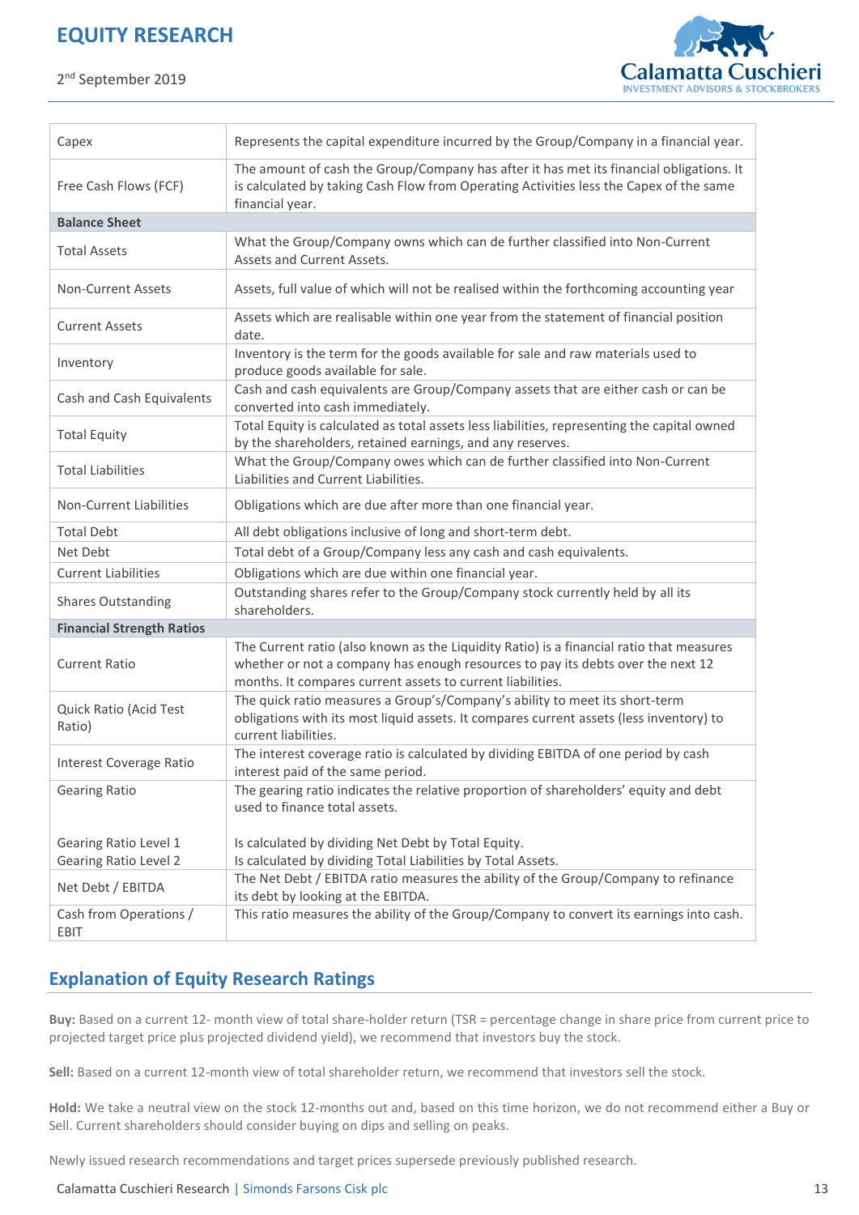| | |
|---|---|
| Capex | Represents the capital expenditure incurred by the Group/Company in a financial year. |
| Free Cash Flows (FCF) | The amount of cash the Group/Company has after it has met its financial obligations. It is calculated by taking Cash Flow from Operating Activities less the Capex of the same financial year. |
| **Balance Sheet** | |
| Total Assets | What the Group/Company owns which can de further classified into Non-Current Assets and Current Assets. |
| Non-Current Assets | Assets, full value of which will not be realised within the forthcoming accounting year |
| Current Assets | Assets which are realisable within one year from the statement of financial position date. |
| Inventory | Inventory is the term for the goods available for sale and raw materials used to produce goods available for sale. |
| Cash and Cash Equivalents | Cash and cash equivalents are Group/Company assets that are either cash or can be converted into cash immediately. |
| Total Equity | Total Equity is calculated as total assets less liabilities, representing the capital owned by the shareholders, retained earnings, and any reserves. |
| Total Liabilities | What the Group/Company owes which can de further classified into Non-Current Liabilities and Current Liabilities. |
| Non-Current Liabilities | Obligations which are due after more than one financial year. |
| Total Debt | All debt obligations inclusive of long and short-term debt. |
| Net Debt | Total debt of a Group/Company less any cash and cash equivalents. |
| Current Liabilities | Obligations which are due within one financial year. |
| Shares Outstanding | Outstanding shares refer to the Group/Company stock currently held by all its shareholders. |
| **Financial Strength Ratios** | |
| Current Ratio | The Current ratio (also known as the Liquidity Ratio) is a financial ratio that measures whether or not a company has enough resources to pay its debts over the next 12 months. It compares current assets to current liabilities. |
| Quick Ratio (Acid Test Ratio) | The quick ratio measures a Group's/Company's ability to meet its short-term obligations with its most liquid assets. It compares current assets (less inventory) to current liabilities. |
| Interest Coverage Ratio | The interest coverage ratio is calculated by dividing EBITDA of one period by cash interest paid of the same period. |
| Gearing Ratio<br><br>Gearing Ratio Level 1<br>Gearing Ratio Level 2 | The gearing ratio indicates the relative proportion of shareholders' equity and debt used to finance total assets.<br><br>Is calculated by dividing Net Debt by Total Equity.<br>Is calculated by dividing Total Liabilities by Total Assets. |
| Net Debt / EBITDA | The Net Debt / EBITDA ratio measures the ability of the Group/Company to refinance its debt by looking at the EBITDA. |
| Cash from Operations / EBIT | This ratio measures the ability of the Group/Company to convert its earnings into cash. |

## Explanation of Equity Research Ratings

**Buy:** Based on a current 12- month view of total share-holder return (TSR = percentage change in share price from current price to projected target price plus projected dividend yield), we recommend that investors buy the stock.

**Sell:** Based on a current 12-month view of total shareholder return, we recommend that investors sell the stock.

**Hold:** We take a neutral view on the stock 12-months out and, based on this time horizon, we do not recommend either a Buy or Sell. Current shareholders should consider buying on dips and selling on peaks.

Newly issued research recommendations and target prices supersede previously published research.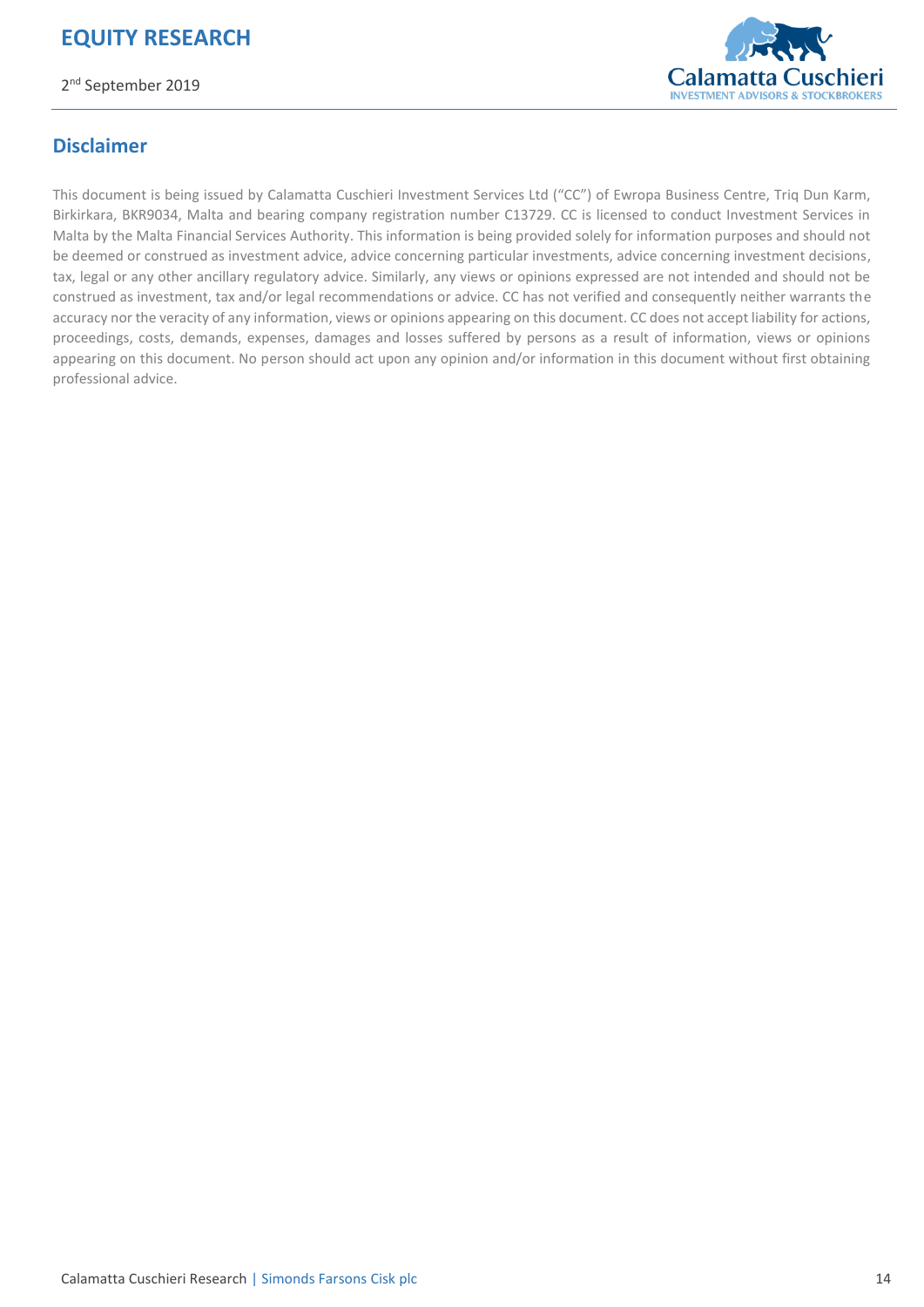## Disclaimer

This document is being issued by Calamatta Cuschieri Investment Services Ltd ("CC") of Ewropa Business Centre, Triq Dun Karm, Birkirkara, BKR9034, Malta and bearing company registration number C13729. CC is licensed to conduct Investment Services in Malta by the Malta Financial Services Authority. This information is being provided solely for information purposes and should not be deemed or construed as investment advice, advice concerning particular investments, advice concerning investment decisions, tax, legal or any other ancillary regulatory advice. Similarly, any views or opinions expressed are not intended and should not be construed as investment, tax and/or legal recommendations or advice. CC has not verified and consequently neither warrants the accuracy nor the veracity of any information, views or opinions appearing on this document. CC does not accept liability for actions, proceedings, costs, demands, expenses, damages and losses suffered by persons as a result of information, views or opinions appearing on this document. No person should act upon any opinion and/or information in this document without first obtaining professional advice.